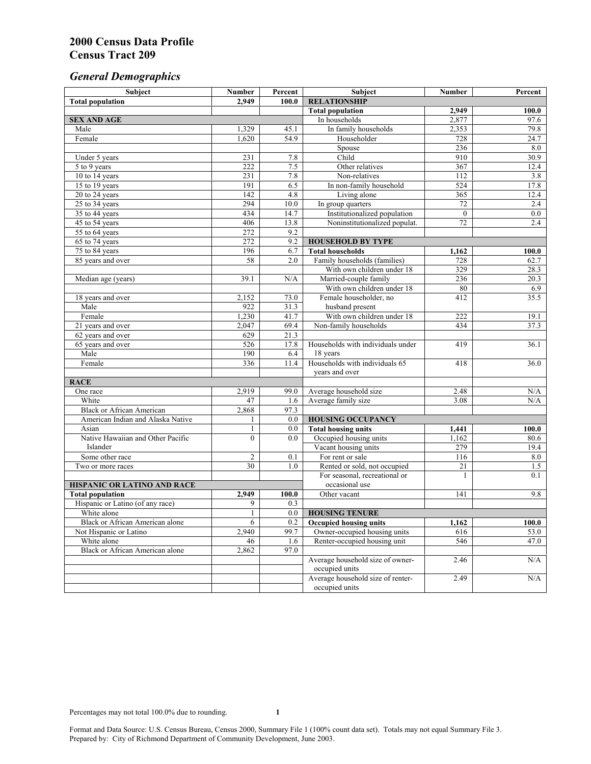# 2000 Census Data Profile
# Census Tract 209

## *General Demographics*

| Subject | Number | Percent | Subject | Number | Percent |
|---|---|---|---|---|---|
| **Total population** | **2,949** | **100.0** | **RELATIONSHIP** | | |
| | | | **Total population** | **2,949** | **100.0** |
| **SEX AND AGE** | | | In households | 2,877 | 97.6 |
| Male | 1,329 | 45.1 | In family households | 2,353 | 79.8 |
| Female | 1,620 | 54.9 | Householder | 728 | 24.7 |
| | | | Spouse | 236 | 8.0 |
| Under 5 years | 231 | 7.8 | Child | 910 | 30.9 |
| 5 to 9 years | 222 | 7.5 | Other relatives | 367 | 12.4 |
| 10 to 14 years | 231 | 7.8 | Non-relatives | 112 | 3.8 |
| 15 to 19 years | 191 | 6.5 | In non-family household | 524 | 17.8 |
| 20 to 24 years | 142 | 4.8 | Living alone | 365 | 12.4 |
| 25 to 34 years | 294 | 10.0 | In group quarters | 72 | 2.4 |
| 35 to 44 years | 434 | 14.7 | Institutionalized population | 0 | 0.0 |
| 45 to 54 years | 406 | 13.8 | Noninstitutionalized populat. | 72 | 2.4 |
| 55 to 64 years | 272 | 9.2 | | | |
| 65 to 74 years | 272 | 9.2 | **HOUSEHOLD BY TYPE** | | |
| 75 to 84 years | 196 | 6.7 | **Total households** | **1,162** | **100.0** |
| 85 years and over | 58 | 2.0 | Family households (families) | 728 | 62.7 |
| | | | With own children under 18 | 329 | 28.3 |
| Median age (years) | 39.1 | N/A | Married-couple family | 236 | 20.3 |
| | | | With own children under 18 | 80 | 6.9 |
| 18 years and over | 2,152 | 73.0 | Female householder, no husband present | 412 | 35.5 |
| Male | 922 | 31.3 | | | |
| Female | 1,230 | 41.7 | With own children under 18 | 222 | 19.1 |
| 21 years and over | 2,047 | 69.4 | Non-family households | 434 | 37.3 |
| 62 years and over | 629 | 21.3 | | | |
| 65 years and over | 526 | 17.8 | Households with individuals under 18 years | 419 | 36.1 |
| Male | 190 | 6.4 | | | |
| Female | 336 | 11.4 | Households with individuals 65 years and over | 418 | 36.0 |
| **RACE** | | | | | |
| One race | 2,919 | 99.0 | Average household size | 2.48 | N/A |
| White | 47 | 1.6 | Average family size | 3.08 | N/A |
| Black or African American | 2,868 | 97.3 | | | |
| American Indian and Alaska Native | 1 | 0.0 | **HOUSING OCCUPANCY** | | |
| Asian | 1 | 0.0 | **Total housing units** | **1,441** | **100.0** |
| Native Hawaiian and Other Pacific Islander | 0 | 0.0 | Occupied housing units | 1,162 | 80.6 |
| | | | Vacant housing units | 279 | 19.4 |
| Some other race | 2 | 0.1 | For rent or sale | 116 | 8.0 |
| Two or more races | 30 | 1.0 | Rented or sold, not occupied | 21 | 1.5 |
| | | | For seasonal, recreational or occasional use | 1 | 0.1 |
| **HISPANIC OR LATINO AND RACE** | | | | | |
| **Total population** | **2,949** | **100.0** | Other vacant | 141 | 9.8 |
| Hispanic or Latino (of any race) | 9 | 0.3 | | | |
| White alone | 1 | 0.0 | **HOUSING TENURE** | | |
| Black or African American alone | 6 | 0.2 | **Occupied housing units** | **1,162** | **100.0** |
| Not Hispanic or Latino | 2,940 | 99.7 | Owner-occupied housing units | 616 | 53.0 |
| White alone | 46 | 1.6 | Renter-occupied housing unit | 546 | 47.0 |
| Black or African American alone | 2,862 | 97.0 | | | |
| | | | Average household size of owner-occupied units | 2.46 | N/A |
| | | | Average household size of renter-occupied units | 2.49 | N/A |

Percentages may not total 100.0% due to rounding.

Format and Data Source: U.S. Census Bureau, Census 2000, Summary File 1 (100% count data set). Totals may not equal Summary File 3.
Prepared by: City of Richmond Department of Community Development, June 2003.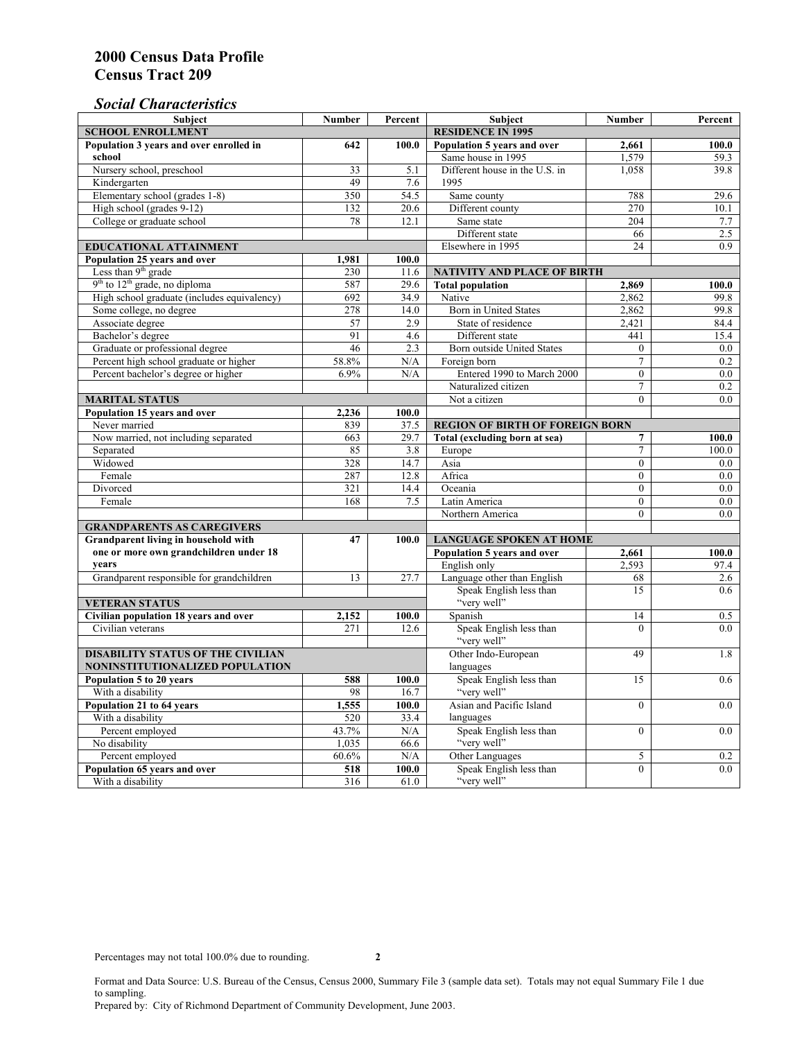# 2000 Census Data Profile
# Census Tract 209

## *Social Characteristics*

| Subject | Number | Percent |
|---|---|---|
| **SCHOOL ENROLLMENT** | | |
| **Population 3 years and over enrolled in school** | **642** | **100.0** |
| Nursery school, preschool | 33 | 5.1 |
| Kindergarten | 49 | 7.6 |
| Elementary school (grades 1-8) | 350 | 54.5 |
| High school (grades 9-12) | 132 | 20.6 |
| College or graduate school | 78 | 12.1 |
| **EDUCATIONAL ATTAINMENT** | | |
| **Population 25 years and over** | **1,981** | **100.0** |
| Less than 9th grade | 230 | 11.6 |
| 9th to 12th grade, no diploma | 587 | 29.6 |
| High school graduate (includes equivalency) | 692 | 34.9 |
| Some college, no degree | 278 | 14.0 |
| Associate degree | 57 | 2.9 |
| Bachelor's degree | 91 | 4.6 |
| Graduate or professional degree | 46 | 2.3 |
| Percent high school graduate or higher | 58.8% | N/A |
| Percent bachelor's degree or higher | 6.9% | N/A |
| **MARITAL STATUS** | | |
| **Population 15 years and over** | **2,236** | **100.0** |
| Never married | 839 | 37.5 |
| Now married, not including separated | 663 | 29.7 |
| Separated | 85 | 3.8 |
| Widowed | 328 | 14.7 |
| Female | 287 | 12.8 |
| Divorced | 321 | 14.4 |
| Female | 168 | 7.5 |
| **GRANDPARENTS AS CAREGIVERS** | | |
| **Grandparent living in household with one or more own grandchildren under 18 years** | **47** | **100.0** |
| Grandparent responsible for grandchildren | 13 | 27.7 |
| **VETERAN STATUS** | | |
| **Civilian population 18 years and over** | **2,152** | **100.0** |
| Civilian veterans | 271 | 12.6 |
| **DISABILITY STATUS OF THE CIVILIAN NONINSTITUTIONALIZED POPULATION** | | |
| **Population 5 to 20 years** | **588** | **100.0** |
| With a disability | 98 | 16.7 |
| **Population 21 to 64 years** | **1,555** | **100.0** |
| With a disability | 520 | 33.4 |
| Percent employed | 43.7% | N/A |
| No disability | 1,035 | 66.6 |
| Percent employed | 60.6% | N/A |
| **Population 65 years and over** | **518** | **100.0** |
| With a disability | 316 | 61.0 |

| Subject | Number | Percent |
|---|---|---|
| **RESIDENCE IN 1995** | | |
| **Population 5 years and over** | **2,661** | **100.0** |
| Same house in 1995 | 1,579 | 59.3 |
| Different house in the U.S. in 1995 | 1,058 | 39.8 |
| Same county | 788 | 29.6 |
| Different county | 270 | 10.1 |
| Same state | 204 | 7.7 |
| Different state | 66 | 2.5 |
| Elsewhere in 1995 | 24 | 0.9 |
| **NATIVITY AND PLACE OF BIRTH** | | |
| **Total population** | **2,869** | **100.0** |
| Native | 2,862 | 99.8 |
| Born in United States | 2,862 | 99.8 |
| State of residence | 2,421 | 84.4 |
| Different state | 441 | 15.4 |
| Born outside United States | 0 | 0.0 |
| Foreign born | 7 | 0.2 |
| Entered 1990 to March 2000 | 0 | 0.0 |
| Naturalized citizen | 7 | 0.2 |
| Not a citizen | 0 | 0.0 |
| **REGION OF BIRTH OF FOREIGN BORN** | | |
| **Total (excluding born at sea)** | **7** | **100.0** |
| Europe | 7 | 100.0 |
| Asia | 0 | 0.0 |
| Africa | 0 | 0.0 |
| Oceania | 0 | 0.0 |
| Latin America | 0 | 0.0 |
| Northern America | 0 | 0.0 |
| **LANGUAGE SPOKEN AT HOME** | | |
| **Population 5 years and over** | **2,661** | **100.0** |
| English only | 2,593 | 97.4 |
| Language other than English | 68 | 2.6 |
| Speak English less than "very well" | 15 | 0.6 |
| Spanish | 14 | 0.5 |
| Speak English less than "very well" | 0 | 0.0 |
| Other Indo-European languages | 49 | 1.8 |
| Speak English less than "very well" | 15 | 0.6 |
| Asian and Pacific Island languages | 0 | 0.0 |
| Speak English less than "very well" | 0 | 0.0 |
| Other Languages | 5 | 0.2 |
| Speak English less than "very well" | 0 | 0.0 |

Percentages may not total 100.0% due to rounding.

Format and Data Source: U.S. Bureau of the Census, Census 2000, Summary File 3 (sample data set). Totals may not equal Summary File 1 due to sampling.
Prepared by: City of Richmond Department of Community Development, June 2003.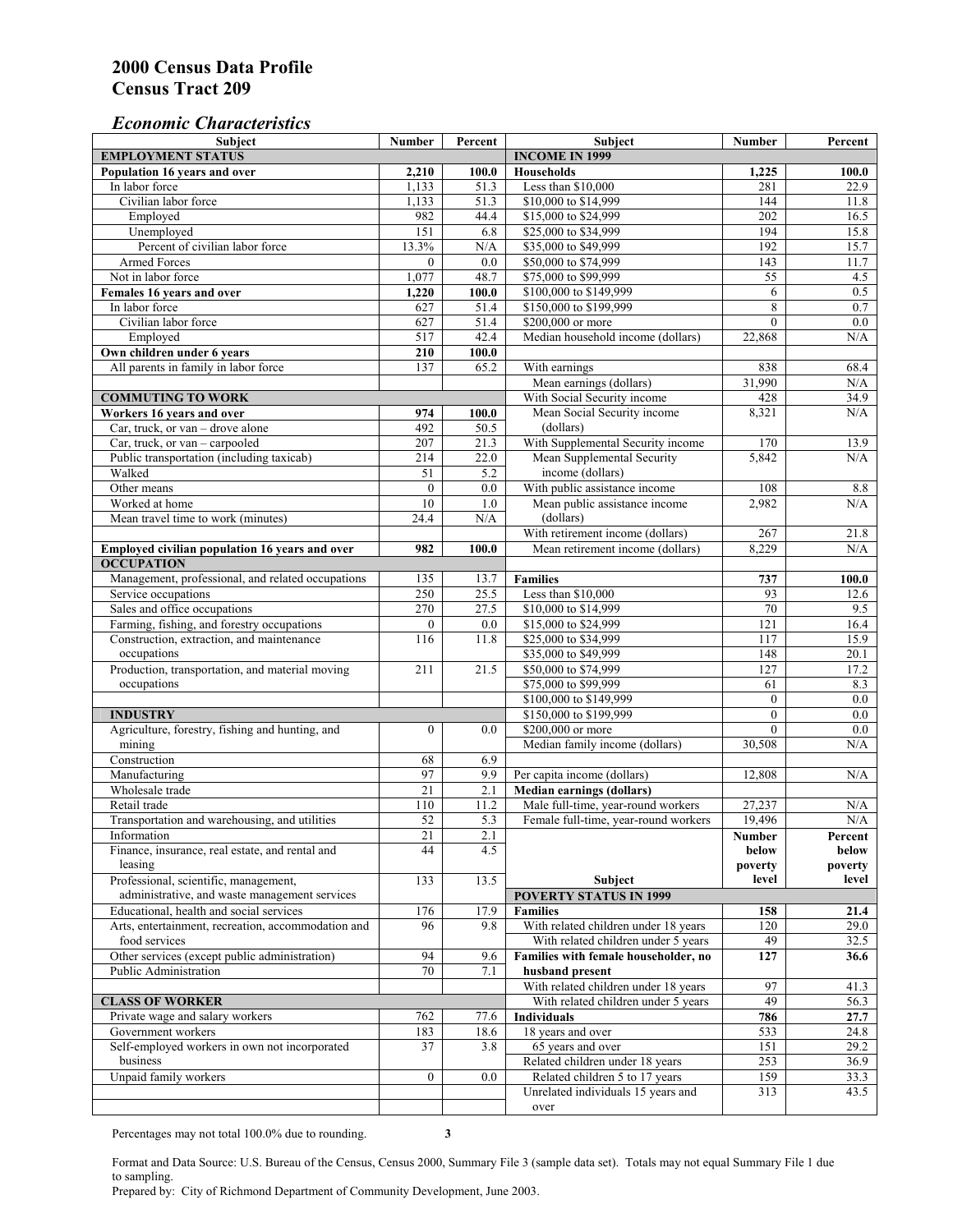# 2000 Census Data Profile
# Census Tract 209

## *Economic Characteristics*

| Subject | Number | Percent |
|---|---|---|
| **EMPLOYMENT STATUS** | | |
| **Population 16 years and over** | **2,210** | **100.0** |
| In labor force | 1,133 | 51.3 |
| Civilian labor force | 1,133 | 51.3 |
| Employed | 982 | 44.4 |
| Unemployed | 151 | 6.8 |
| Percent of civilian labor force | 13.3% | N/A |
| Armed Forces | 0 | 0.0 |
| Not in labor force | 1,077 | 48.7 |
| **Females 16 years and over** | **1,220** | **100.0** |
| In labor force | 627 | 51.4 |
| Civilian labor force | 627 | 51.4 |
| Employed | 517 | 42.4 |
| **Own children under 6 years** | **210** | **100.0** |
| All parents in family in labor force | 137 | 65.2 |
| **COMMUTING TO WORK** | | |
| **Workers 16 years and over** | **974** | **100.0** |
| Car, truck, or van – drove alone | 492 | 50.5 |
| Car, truck, or van – carpooled | 207 | 21.3 |
| Public transportation (including taxicab) | 214 | 22.0 |
| Walked | 51 | 5.2 |
| Other means | 0 | 0.0 |
| Worked at home | 10 | 1.0 |
| Mean travel time to work (minutes) | 24.4 | N/A |
| **Employed civilian population 16 years and over** | **982** | **100.0** |
| **OCCUPATION** | | |
| Management, professional, and related occupations | 135 | 13.7 |
| Service occupations | 250 | 25.5 |
| Sales and office occupations | 270 | 27.5 |
| Farming, fishing, and forestry occupations | 0 | 0.0 |
| Construction, extraction, and maintenance occupations | 116 | 11.8 |
| Production, transportation, and material moving occupations | 211 | 21.5 |
| **INDUSTRY** | | |
| Agriculture, forestry, fishing and hunting, and mining | 0 | 0.0 |
| Construction | 68 | 6.9 |
| Manufacturing | 97 | 9.9 |
| Wholesale trade | 21 | 2.1 |
| Retail trade | 110 | 11.2 |
| Transportation and warehousing, and utilities | 52 | 5.3 |
| Information | 21 | 2.1 |
| Finance, insurance, real estate, and rental and leasing | 44 | 4.5 |
| Professional, scientific, management, administrative, and waste management services | 133 | 13.5 |
| Educational, health and social services | 176 | 17.9 |
| Arts, entertainment, recreation, accommodation and food services | 96 | 9.8 |
| Other services (except public administration) | 94 | 9.6 |
| Public Administration | 70 | 7.1 |
| **CLASS OF WORKER** | | |
| Private wage and salary workers | 762 | 77.6 |
| Government workers | 183 | 18.6 |
| Self-employed workers in own not incorporated business | 37 | 3.8 |
| Unpaid family workers | 0 | 0.0 |

| Subject | Number | Percent |
|---|---|---|
| **INCOME IN 1999** | | |
| **Households** | **1,225** | **100.0** |
| Less than $10,000 | 281 | 22.9 |
| $10,000 to $14,999 | 144 | 11.8 |
| $15,000 to $24,999 | 202 | 16.5 |
| $25,000 to $34,999 | 194 | 15.8 |
| $35,000 to $49,999 | 192 | 15.7 |
| $50,000 to $74,999 | 143 | 11.7 |
| $75,000 to $99,999 | 55 | 4.5 |
| $100,000 to $149,999 | 6 | 0.5 |
| $150,000 to $199,999 | 8 | 0.7 |
| $200,000 or more | 0 | 0.0 |
| Median household income (dollars) | 22,868 | N/A |
| With earnings | 838 | 68.4 |
| Mean earnings (dollars) | 31,990 | N/A |
| With Social Security income | 428 | 34.9 |
| Mean Social Security income (dollars) | 8,321 | N/A |
| With Supplemental Security income | 170 | 13.9 |
| Mean Supplemental Security income (dollars) | 5,842 | N/A |
| With public assistance income | 108 | 8.8 |
| Mean public assistance income (dollars) | 2,982 | N/A |
| With retirement income (dollars) | 267 | 21.8 |
| Mean retirement income (dollars) | 8,229 | N/A |
| **Families** | **737** | **100.0** |
| Less than $10,000 | 93 | 12.6 |
| $10,000 to $14,999 | 70 | 9.5 |
| $15,000 to $24,999 | 121 | 16.4 |
| $25,000 to $34,999 | 117 | 15.9 |
| $35,000 to $49,999 | 148 | 20.1 |
| $50,000 to $74,999 | 127 | 17.2 |
| $75,000 to $99,999 | 61 | 8.3 |
| $100,000 to $149,999 | 0 | 0.0 |
| $150,000 to $199,999 | 0 | 0.0 |
| $200,000 or more | 0 | 0.0 |
| Median family income (dollars) | 30,508 | N/A |
| Per capita income (dollars) | 12,808 | N/A |
| **Median earnings (dollars)** | | |
| Male full-time, year-round workers | 27,237 | N/A |
| Female full-time, year-round workers | 19,496 | N/A |

| Subject | Number below poverty level | Percent below poverty level |
|---|---|---|
| **POVERTY STATUS IN 1999** | | |
| **Families** | **158** | **21.4** |
| With related children under 18 years | 120 | 29.0 |
| With related children under 5 years | 49 | 32.5 |
| **Families with female householder, no husband present** | **127** | **36.6** |
| With related children under 18 years | 97 | 41.3 |
| With related children under 5 years | 49 | 56.3 |
| **Individuals** | **786** | **27.7** |
| 18 years and over | 533 | 24.8 |
| 65 years and over | 151 | 29.2 |
| Related children under 18 years | 253 | 36.9 |
| Related children 5 to 17 years | 159 | 33.3 |
| Unrelated individuals 15 years and over | 313 | 43.5 |

Percentages may not total 100.0% due to rounding.

Format and Data Source: U.S. Bureau of the Census, Census 2000, Summary File 3 (sample data set). Totals may not equal Summary File 1 due to sampling.
Prepared by: City of Richmond Department of Community Development, June 2003.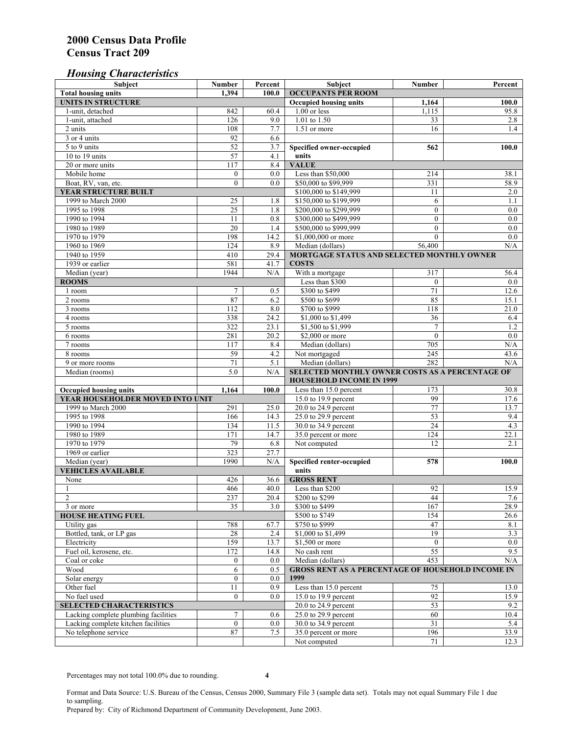# 2000 Census Data Profile
# Census Tract 209

## *Housing Characteristics*

| Subject | Number | Percent | Subject | Number | Percent |
|---|---|---|---|---|---|
| **Total housing units** | **1,394** | **100.0** | **OCCUPANTS PER ROOM** | | |
| **UNITS IN STRUCTURE** | | | **Occupied housing units** | **1,164** | **100.0** |
| 1-unit, detached | 842 | 60.4 | 1.00 or less | 1,115 | 95.8 |
| 1-unit, attached | 126 | 9.0 | 1.01 to 1.50 | 33 | 2.8 |
| 2 units | 108 | 7.7 | 1.51 or more | 16 | 1.4 |
| 3 or 4 units | 92 | 6.6 | | | |
| 5 to 9 units | 52 | 3.7 | **Specified owner-occupied units** | **562** | **100.0** |
| 10 to 19 units | 57 | 4.1 | | | |
| 20 or more units | 117 | 8.4 | **VALUE** | | |
| Mobile home | 0 | 0.0 | Less than $50,000 | 214 | 38.1 |
| Boat, RV, van, etc. | 0 | 0.0 | $50,000 to $99,999 | 331 | 58.9 |
| **YEAR STRUCTURE BUILT** | | | $100,000 to $149,999 | 11 | 2.0 |
| 1999 to March 2000 | 25 | 1.8 | $150,000 to $199,999 | 6 | 1.1 |
| 1995 to 1998 | 25 | 1.8 | $200,000 to $299,999 | 0 | 0.0 |
| 1990 to 1994 | 11 | 0.8 | $300,000 to $499,999 | 0 | 0.0 |
| 1980 to 1989 | 20 | 1.4 | $500,000 to $999,999 | 0 | 0.0 |
| 1970 to 1979 | 198 | 14.2 | $1,000,000 or more | 0 | 0.0 |
| 1960 to 1969 | 124 | 8.9 | Median (dollars) | 56,400 | N/A |
| 1940 to 1959 | 410 | 29.4 | **MORTGAGE STATUS AND SELECTED MONTHLY OWNER COSTS** | | |
| 1939 or earlier | 581 | 41.7 | | | |
| Median (year) | 1944 | N/A | With a mortgage | 317 | 56.4 |
| **ROOMS** | | | Less than $300 | 0 | 0.0 |
| 1 room | 7 | 0.5 | $300 to $499 | 71 | 12.6 |
| 2 rooms | 87 | 6.2 | $500 to $699 | 85 | 15.1 |
| 3 rooms | 112 | 8.0 | $700 to $999 | 118 | 21.0 |
| 4 rooms | 338 | 24.2 | $1,000 to $1,499 | 36 | 6.4 |
| 5 rooms | 322 | 23.1 | $1,500 to $1,999 | 7 | 1.2 |
| 6 rooms | 281 | 20.2 | $2,000 or more | 0 | 0.0 |
| 7 rooms | 117 | 8.4 | Median (dollars) | 705 | N/A |
| 8 rooms | 59 | 4.2 | Not mortgaged | 245 | 43.6 |
| 9 or more rooms | 71 | 5.1 | Median (dollars) | 282 | N/A |
| Median (rooms) | 5.0 | N/A | **SELECTED MONTHLY OWNER COSTS AS A PERCENTAGE OF HOUSEHOLD INCOME IN 1999** | | |
| | | | | | |
| **Occupied housing units** | **1,164** | **100.0** | Less than 15.0 percent | 173 | 30.8 |
| **YEAR HOUSEHOLDER MOVED INTO UNIT** | | | 15.0 to 19.9 percent | 99 | 17.6 |
| 1999 to March 2000 | 291 | 25.0 | 20.0 to 24.9 percent | 77 | 13.7 |
| 1995 to 1998 | 166 | 14.3 | 25.0 to 29.9 percent | 53 | 9.4 |
| 1990 to 1994 | 134 | 11.5 | 30.0 to 34.9 percent | 24 | 4.3 |
| 1980 to 1989 | 171 | 14.7 | 35.0 percent or more | 124 | 22.1 |
| 1970 to 1979 | 79 | 6.8 | Not computed | 12 | 2.1 |
| 1969 or earlier | 323 | 27.7 | | | |
| Median (year) | 1990 | N/A | **Specified renter-occupied units** | **578** | **100.0** |
| **VEHICLES AVAILABLE** | | | | | |
| None | 426 | 36.6 | **GROSS RENT** | | |
| 1 | 466 | 40.0 | Less than $200 | 92 | 15.9 |
| 2 | 237 | 20.4 | $200 to $299 | 44 | 7.6 |
| 3 or more | 35 | 3.0 | $300 to $499 | 167 | 28.9 |
| **HOUSE HEATING FUEL** | | | $500 to $749 | 154 | 26.6 |
| Utility gas | 788 | 67.7 | $750 to $999 | 47 | 8.1 |
| Bottled, tank, or LP gas | 28 | 2.4 | $1,000 to $1,499 | 19 | 3.3 |
| Electricity | 159 | 13.7 | $1,500 or more | 0 | 0.0 |
| Fuel oil, kerosene, etc. | 172 | 14.8 | No cash rent | 55 | 9.5 |
| Coal or coke | 0 | 0.0 | Median (dollars) | 453 | N/A |
| Wood | 6 | 0.5 | **GROSS RENT AS A PERCENTAGE OF HOUSEHOLD INCOME IN 1999** | | |
| Solar energy | 0 | 0.0 | | | |
| Other fuel | 11 | 0.9 | Less than 15.0 percent | 75 | 13.0 |
| No fuel used | 0 | 0.0 | 15.0 to 19.9 percent | 92 | 15.9 |
| **SELECTED CHARACTERISTICS** | | | 20.0 to 24.9 percent | 53 | 9.2 |
| Lacking complete plumbing facilities | 7 | 0.6 | 25.0 to 29.9 percent | 60 | 10.4 |
| Lacking complete kitchen facilities | 0 | 0.0 | 30.0 to 34.9 percent | 31 | 5.4 |
| No telephone service | 87 | 7.5 | 35.0 percent or more | 196 | 33.9 |
| | | | Not computed | 71 | 12.3 |

Percentages may not total 100.0% due to rounding.

Format and Data Source: U.S. Bureau of the Census, Census 2000, Summary File 3 (sample data set). Totals may not equal Summary File 1 due to sampling.
Prepared by: City of Richmond Department of Community Development, June 2003.